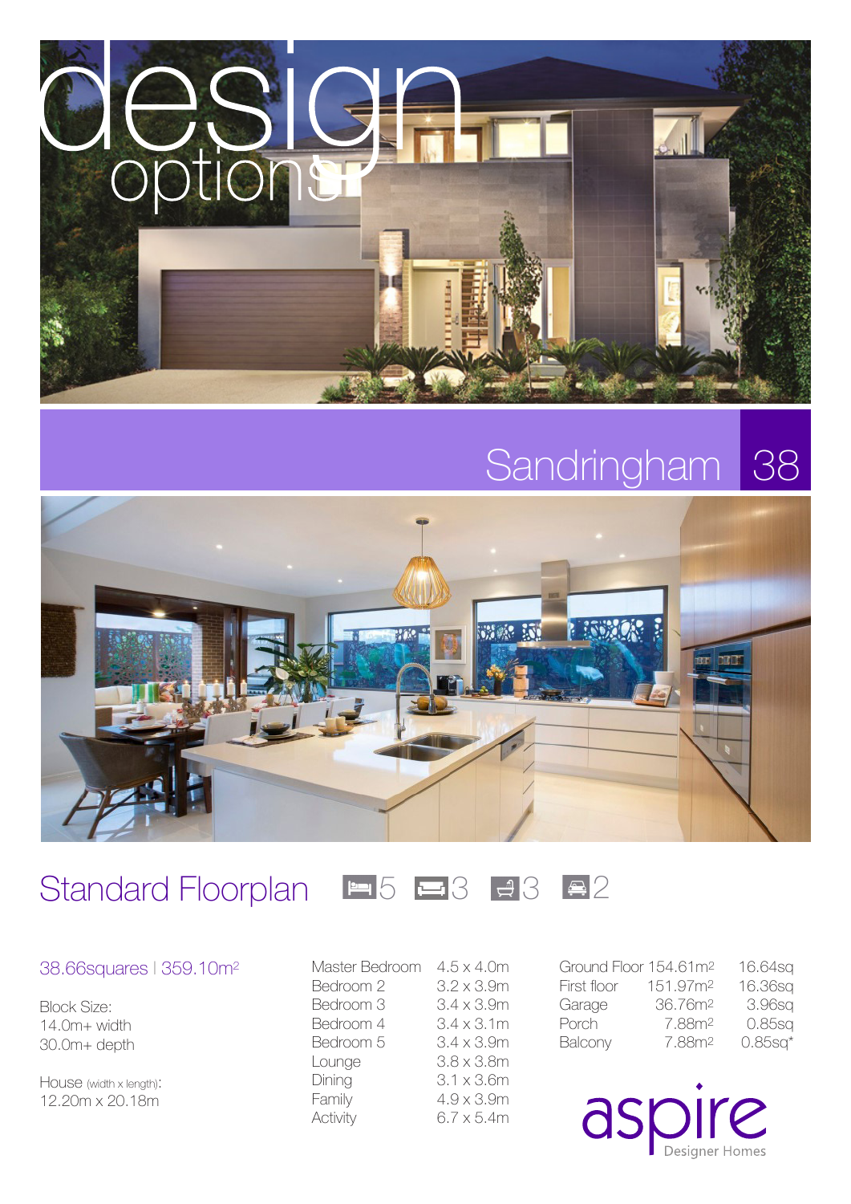# design options

## Sandringham 38

## Standard Floorplan

5 3 3 2

38.66squares | 359.10m²

Block Size:
14.0m+ width
30.0m+ depth

House (width x length):
12.20m x 20.18m

| Room | Size |
|---|---|
| Master Bedroom | 4.5 x 4.0m |
| Bedroom 2 | 3.2 x 3.9m |
| Bedroom 3 | 3.4 x 3.9m |
| Bedroom 4 | 3.4 x 3.1m |
| Bedroom 5 | 3.4 x 3.9m |
| Lounge | 3.8 x 3.8m |
| Dining | 3.1 x 3.6m |
| Family | 4.9 x 3.9m |
| Activity | 6.7 x 5.4m |

| Area | m² | sq |
|---|---|---|
| Ground Floor | 154.61m² | 16.64sq |
| First floor | 151.97m² | 16.36sq |
| Garage | 36.76m² | 3.96sq |
| Porch | 7.88m² | 0.85sq |
| Balcony | 7.88m² | 0.85sq* |

aspire Designer Homes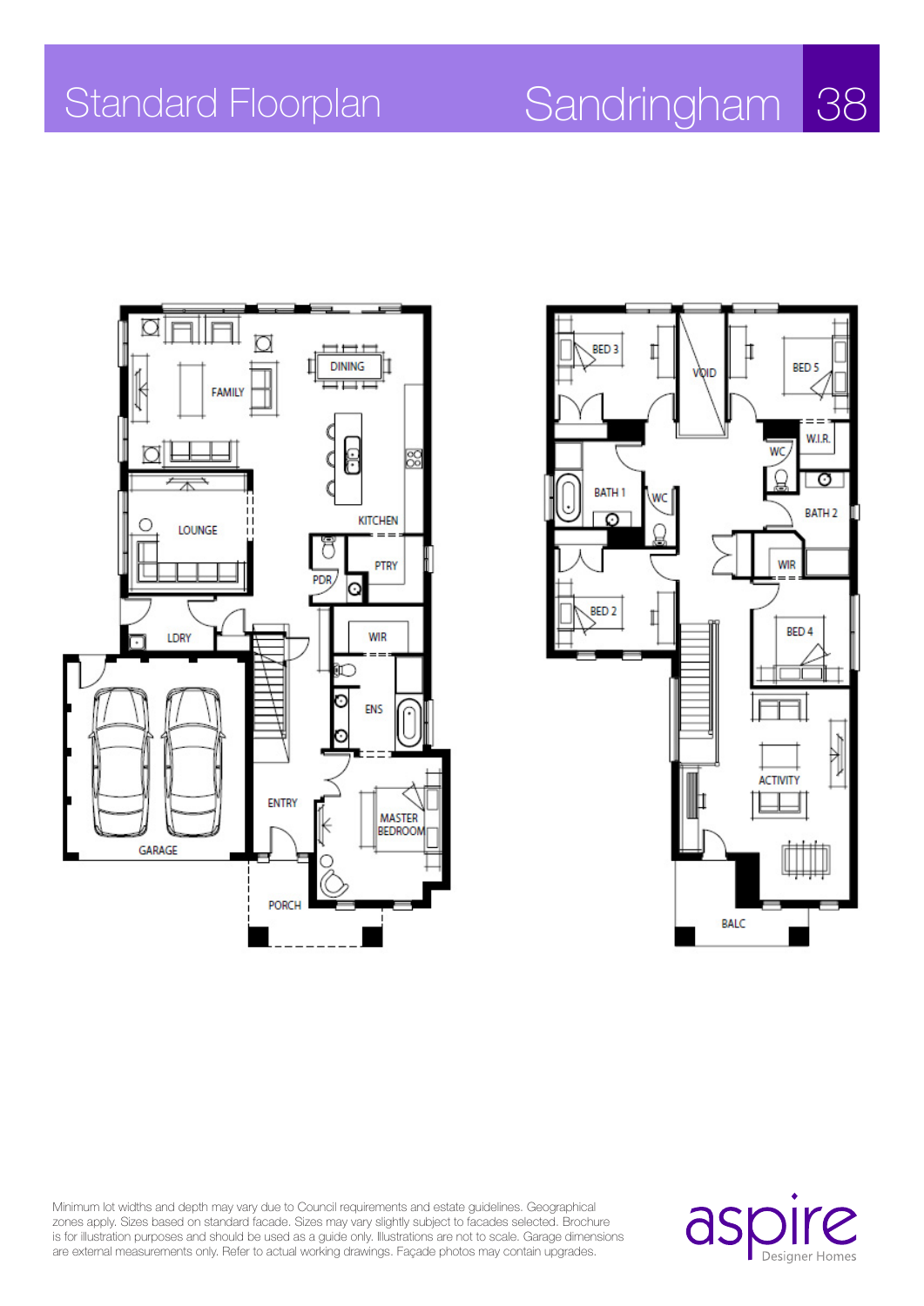# Standard Floorplan

# Sandringham 38

FAMILY

DINING

KITCHEN

LOUNGE

PTRY

PDR

LDRY

WIR

ENS

GARAGE

ENTRY

MASTER BEDROOM

PORCH

BED 3

VOID

BED 5

W.I.R.

WC

BATH 1

WC

BATH 2

WIR

BED 2

BED 4

ACTIVITY

BALC

Minimum lot widths and depth may vary due to Council requirements and estate guidelines. Geographical zones apply. Sizes based on standard facade. Sizes may vary slightly subject to facades selected. Brochure is for illustration purposes and should be used as a guide only. Illustrations are not to scale. Garage dimensions are external measurements only. Refer to actual working drawings. Façade photos may contain upgrades.

aspire Designer Homes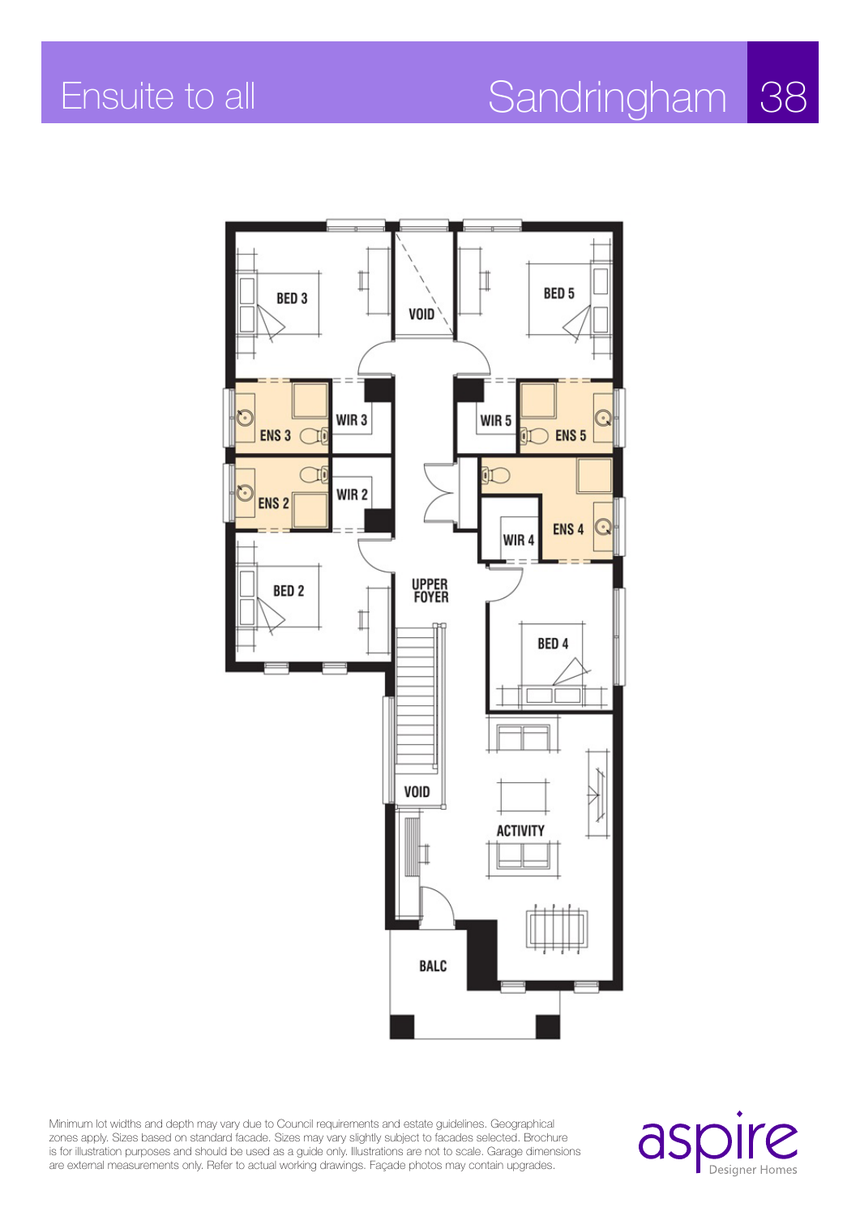# Ensuite to all

## Sandringham 38

BED 3

VOID

BED 5

ENS 3

WIR 3

WIR 5

ENS 5

ENS 2

WIR 2

ENS 4

WIR 4

BED 2

UPPER FOYER

BED 4

VOID

ACTIVITY

BALC

Minimum lot widths and depth may vary due to Council requirements and estate guidelines. Geographical zones apply. Sizes based on standard facade. Sizes may vary slightly subject to facades selected. Brochure is for illustration purposes and should be used as a guide only. Illustrations are not to scale. Garage dimensions are external measurements only. Refer to actual working drawings. Façade photos may contain upgrades.

aspire Designer Homes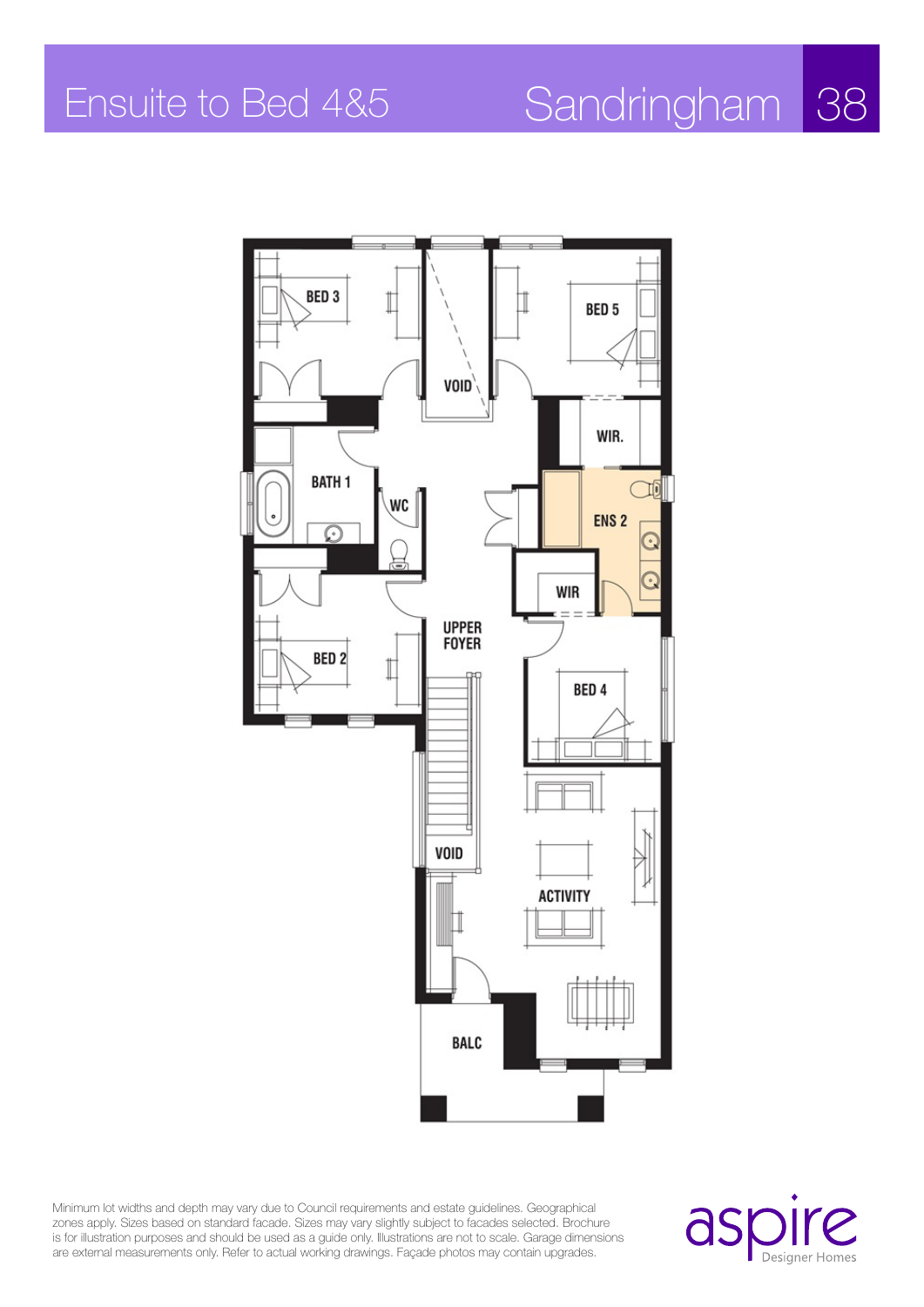# Ensuite to Bed 4&5

## Sandringham 38

BED 3

VOID

BED 5

WIR.

BATH 1

WC

ENS 2

WIR

UPPER FOYER

BED 2

BED 4

VOID

ACTIVITY

BALC

Minimum lot widths and depth may vary due to Council requirements and estate guidelines. Geographical zones apply. Sizes based on standard facade. Sizes may vary slightly subject to facades selected. Brochure is for illustration purposes and should be used as a guide only. Illustrations are not to scale. Garage dimensions are external measurements only. Refer to actual working drawings. Façade photos may contain upgrades.

aspire Designer Homes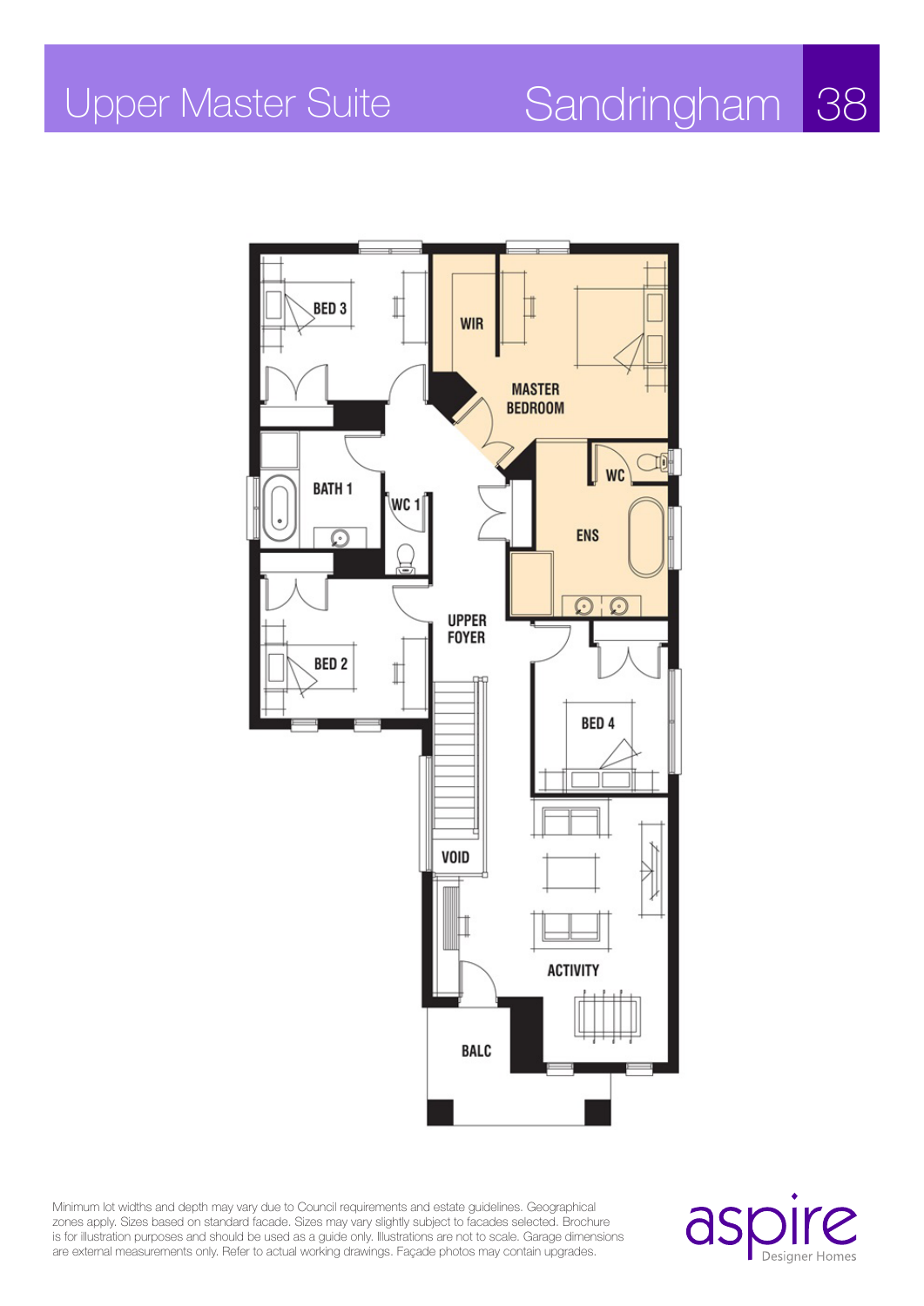# Upper Master Suite

## Sandringham 38

BED 3

WIR

MASTER BEDROOM

BATH 1

WC 1

WC

ENS

UPPER FOYER

BED 2

BED 4

VOID

ACTIVITY

BALC

Minimum lot widths and depth may vary due to Council requirements and estate guidelines. Geographical zones apply. Sizes based on standard facade. Sizes may vary slightly subject to facades selected. Brochure is for illustration purposes and should be used as a guide only. Illustrations are not to scale. Garage dimensions are external measurements only. Refer to actual working drawings. Façade photos may contain upgrades.

aspire Designer Homes